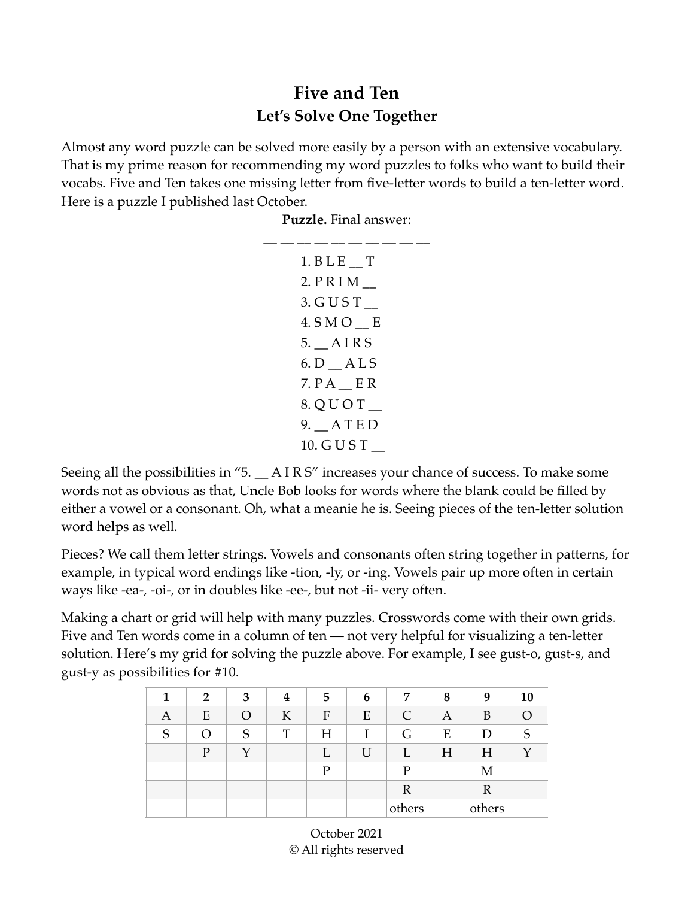# Five and Ten

## Let's Solve One Together

Almost any word puzzle can be solved more easily by a person with an extensive vocabulary. That is my prime reason for recommending my word puzzles to folks who want to build their vocabs. Five and Ten takes one missing letter from five-letter words to build a ten-letter word. Here is a puzzle I published last October.

**Puzzle.** Final answer:

__ __ __ __ __ __ __ __ __ __

1. B L E __ T
2. P R I M __
3. G U S T __
4. S M O __ E
5. __ A I R S
6. D __ A L S
7. P A __ E R
8. Q U O T __
9. __ A T E D
10. G U S T __

Seeing all the possibilities in "5. __ A I R S" increases your chance of success. To make some words not as obvious as that, Uncle Bob looks for words where the blank could be filled by either a vowel or a consonant. Oh, what a meanie he is. Seeing pieces of the ten-letter solution word helps as well.

Pieces? We call them letter strings. Vowels and consonants often string together in patterns, for example, in typical word endings like -tion, -ly, or -ing. Vowels pair up more often in certain ways like -ea-, -oi-, or in doubles like -ee-, but not -ii- very often.

Making a chart or grid will help with many puzzles. Crosswords come with their own grids. Five and Ten words come in a column of ten — not very helpful for visualizing a ten-letter solution. Here's my grid for solving the puzzle above. For example, I see gust-o, gust-s, and gust-y as possibilities for #10.

| 1 | 2 | 3 | 4 | 5 | 6 | 7 | 8 | 9 | 10 |
|---|---|---|---|---|---|---|---|---|---|
| A | E | O | K | F | E | C | A | B | O |
| S | O | S | T | H | I | G | E | D | S |
| | P | Y | | L | U | L | H | H | Y |
| | | | | P | | P | | M | |
| | | | | | | R | | R | |
| | | | | | | others | | others | |

October 2021

© All rights reserved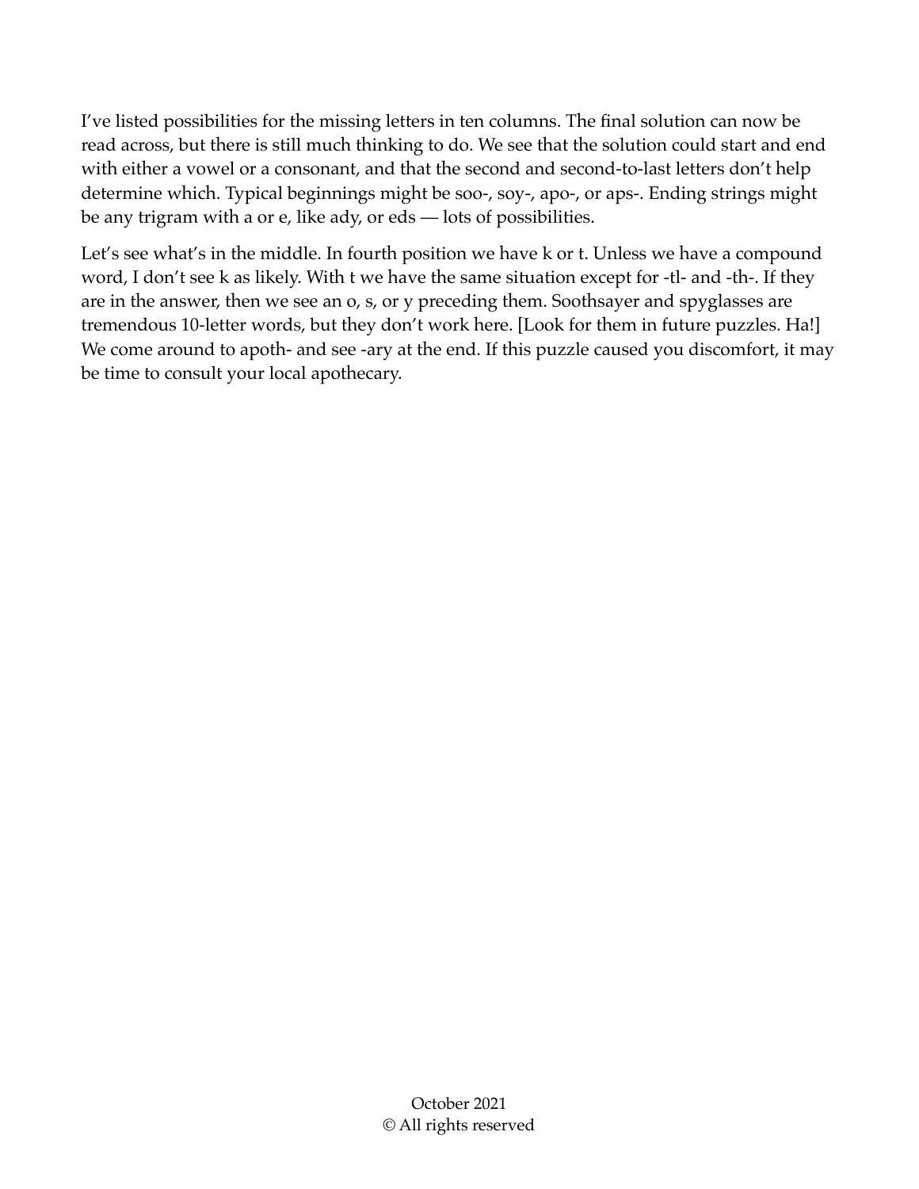I've listed possibilities for the missing letters in ten columns. The final solution can now be read across, but there is still much thinking to do. We see that the solution could start and end with either a vowel or a consonant, and that the second and second-to-last letters don't help determine which. Typical beginnings might be soo-, soy-, apo-, or aps-. Ending strings might be any trigram with a or e, like ady, or eds — lots of possibilities.

Let's see what's in the middle. In fourth position we have k or t. Unless we have a compound word, I don't see k as likely. With t we have the same situation except for -tl- and -th-. If they are in the answer, then we see an o, s, or y preceding them. Soothsayer and spyglasses are tremendous 10-letter words, but they don't work here. [Look for them in future puzzles. Ha!] We come around to apoth- and see -ary at the end. If this puzzle caused you discomfort, it may be time to consult your local apothecary.

October 2021
© All rights reserved